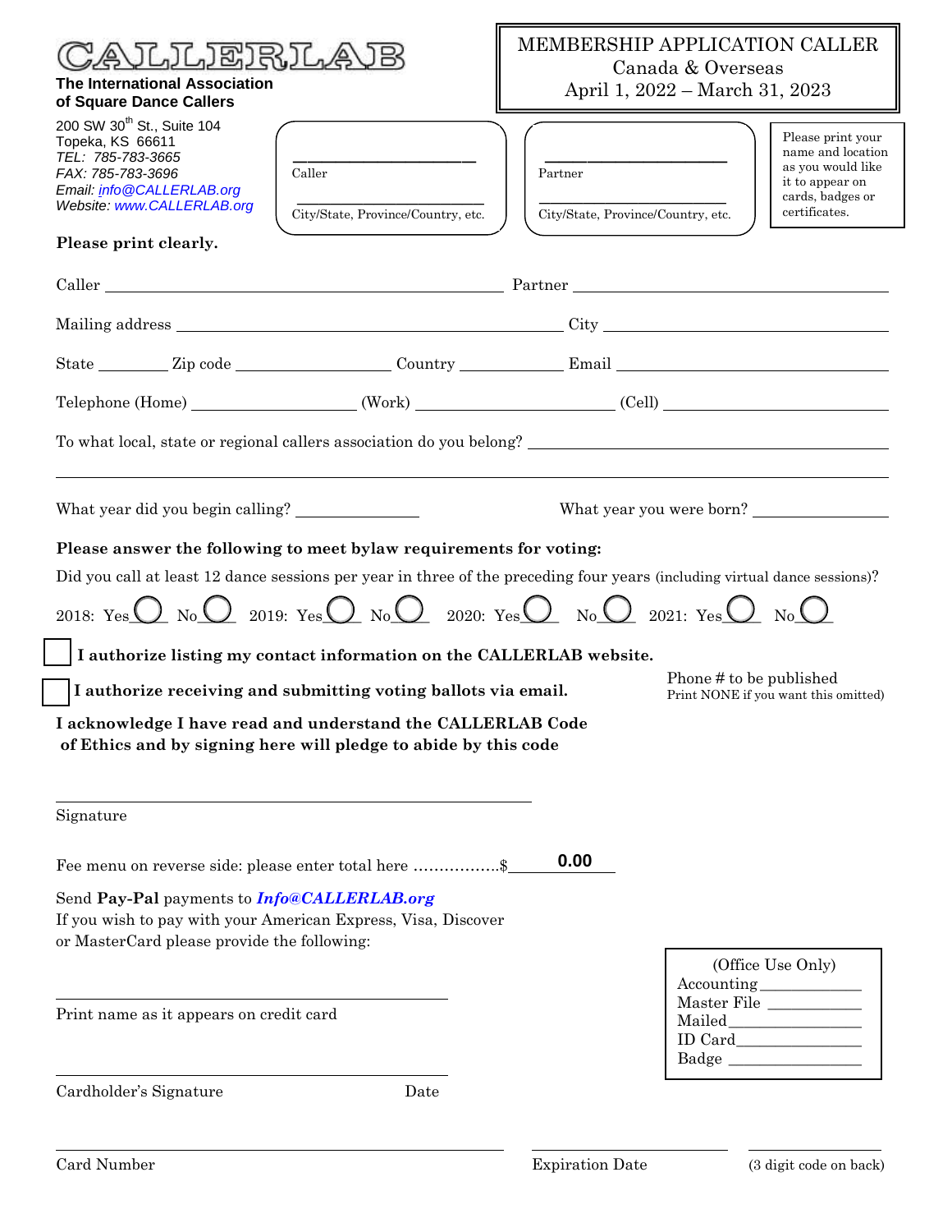# CALLERLAB

**The International Association of Square Dance Callers**

200 SW 30th St., Suite 104
Topeka, KS 66611
*TEL: 785-783-3665*
*FAX: 785-783-3696*
*Email: info@CALLERLAB.org*
*Website: www.CALLERLAB.org*

## MEMBERSHIP APPLICATION CALLER
Canada & Overseas
April 1, 2022 – March 31, 2023

Caller ____________________
City/State, Province/Country, etc. ____________________

Partner ____________________
City/State, Province/Country, etc. ____________________

Please print your name and location as you would like it to appear on cards, badges or certificates.

**Please print clearly.**

Caller ____________________ Partner ____________________

Mailing address ____________________ City ____________________

State ________ Zip code ____________ Country ____________ Email ____________________

Telephone (Home) ____________ (Work) ____________ (Cell) ____________

To what local, state or regional callers association do you belong? ____________________

What year did you begin calling? ____________ What year you were born? ____________

**Please answer the following to meet bylaw requirements for voting:**

Did you call at least 12 dance sessions per year in three of the preceding four years (including virtual dance sessions)?

2018: Yes ◯ No ◯ 2019: Yes ◯ No ◯ 2020: Yes ◯ No ◯ 2021: Yes ◯ No ◯

☐ **I authorize listing my contact information on the CALLERLAB website.**

☐ **I authorize receiving and submitting voting ballots via email.**

Phone # to be published
Print NONE if you want this omitted)

**I acknowledge I have read and understand the CALLERLAB Code of Ethics and by signing here will pledge to abide by this code**

____________________
Signature

Fee menu on reverse side: please enter total here ……………..$ **0.00**

Send **Pay-Pal** payments to ***Info@CALLERLAB.org***
If you wish to pay with your American Express, Visa, Discover or MasterCard please provide the following:

____________________
Print name as it appears on credit card

____________________
Cardholder's Signature Date

(Office Use Only)
Accounting ____________
Master File ____________
Mailed ____________
ID Card ____________
Badge ____________

____________________ ____________ ____________
Card Number Expiration Date (3 digit code on back)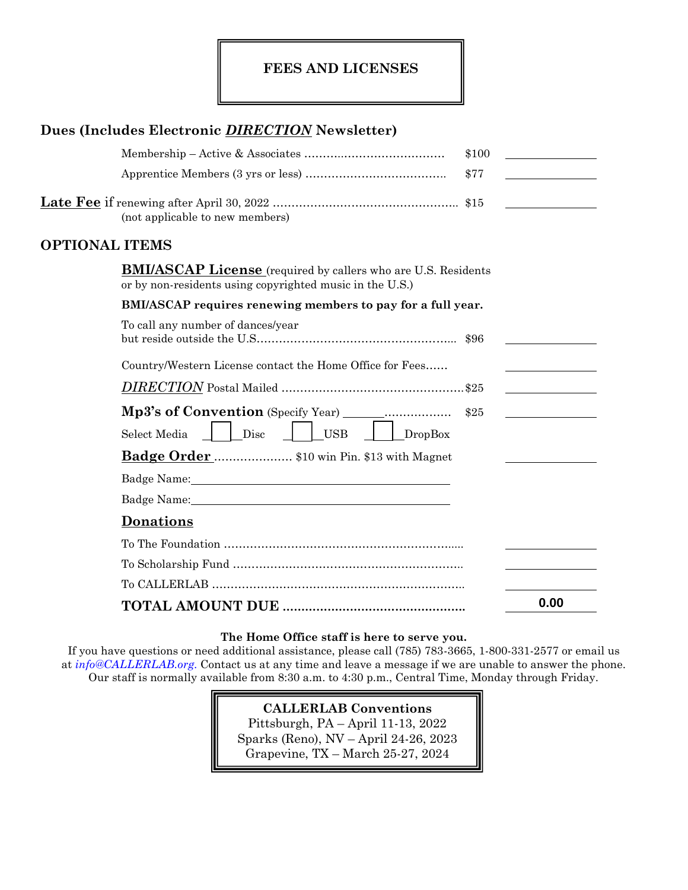# FEES AND LICENSES

## Dues (Includes Electronic *DIRECTION* Newsletter)

| | | |
|---|---|---|
| Membership – Active & Associates ………………………………… | $100 | ________ |
| Apprentice Members (3 yrs or less) ……………………………… | $77 | ________ |
| **Late Fee** if renewing after April 30, 2022 ……………………………………… (not applicable to new members) | $15 | ________ |

## OPTIONAL ITEMS

**BMI/ASCAP License** (required by callers who are U.S. Residents or by non-residents using copyrighted music in the U.S.)

**BMI/ASCAP requires renewing members to pay for a full year.**

| | | |
|---|---|---|
| To call any number of dances/year but reside outside the U.S……………………………………… | $96 | ________ |
| Country/Western License contact the Home Office for Fees…… | | ________ |
| *DIRECTION* Postal Mailed …………………………………………… | $25 | ________ |
| **Mp3's of Convention** (Specify Year) _______……………… | $25 | ________ |

Select Media ☐ Disc ☐ USB ☐ DropBox

**Badge Order** ………………… $10 win Pin. $13 with Magnet ________

Badge Name: ________________________________

Badge Name: ________________________________

**Donations**

| | |
|---|---|
| To The Foundation ……………………………………………………… | ________ |
| To Scholarship Fund …………………………………………………… | ________ |
| To CALLERLAB ………………………………………………………… | ________ |
| **TOTAL AMOUNT DUE ………………………………………** | **0.00** |

**The Home Office staff is here to serve you.**

If you have questions or need additional assistance, please call (785) 783-3665, 1-800-331-2577 or email us at *info@CALLERLAB.org.* Contact us at any time and leave a message if we are unable to answer the phone. Our staff is normally available from 8:30 a.m. to 4:30 p.m., Central Time, Monday through Friday.

**CALLERLAB Conventions**
Pittsburgh, PA – April 11-13, 2022
Sparks (Reno), NV – April 24-26, 2023
Grapevine, TX – March 25-27, 2024